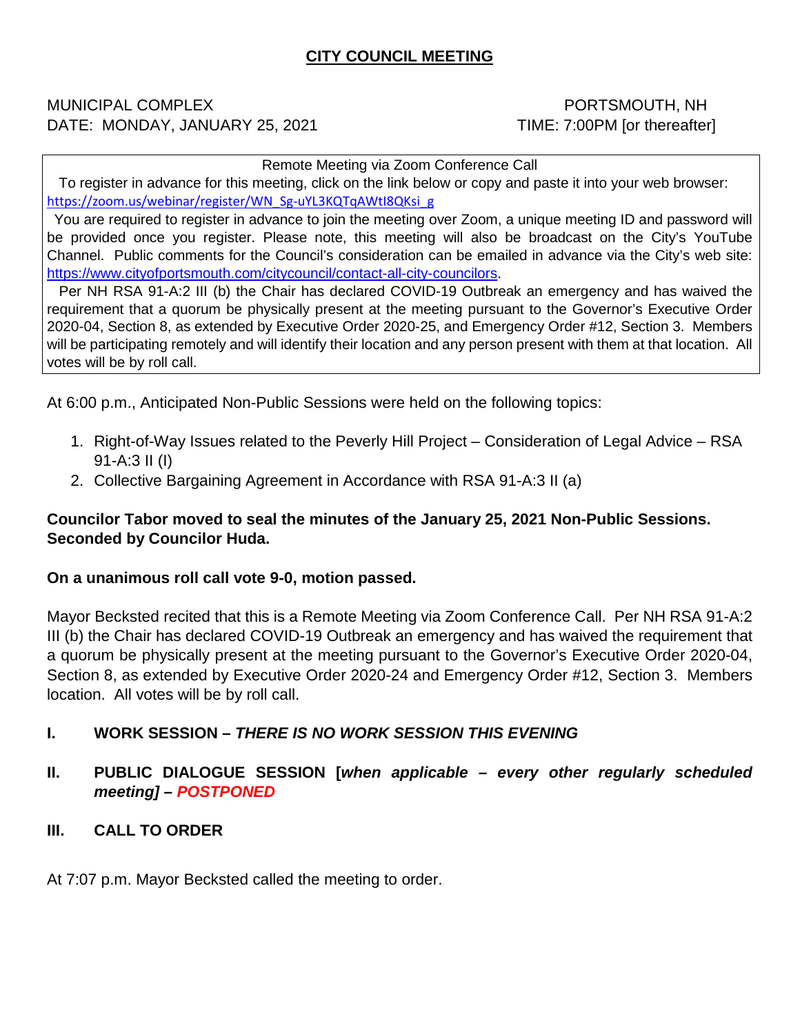# CITY COUNCIL MEETING

MUNICIPAL COMPLEX PORTSMOUTH, NH
DATE: MONDAY, JANUARY 25, 2021 TIME: 7:00PM [or thereafter]

Remote Meeting via Zoom Conference Call

To register in advance for this meeting, click on the link below or copy and paste it into your web browser: https://zoom.us/webinar/register/WN_Sg-uYL3KQTqAWtI8QKsi_g

You are required to register in advance to join the meeting over Zoom, a unique meeting ID and password will be provided once you register. Please note, this meeting will also be broadcast on the City's YouTube Channel. Public comments for the Council's consideration can be emailed in advance via the City's web site: https://www.cityofportsmouth.com/citycouncil/contact-all-city-councilors.

Per NH RSA 91-A:2 III (b) the Chair has declared COVID-19 Outbreak an emergency and has waived the requirement that a quorum be physically present at the meeting pursuant to the Governor's Executive Order 2020-04, Section 8, as extended by Executive Order 2020-25, and Emergency Order #12, Section 3. Members will be participating remotely and will identify their location and any person present with them at that location. All votes will be by roll call.

At 6:00 p.m., Anticipated Non-Public Sessions were held on the following topics:

1. Right-of-Way Issues related to the Peverly Hill Project – Consideration of Legal Advice – RSA 91-A:3 II (l)
2. Collective Bargaining Agreement in Accordance with RSA 91-A:3 II (a)

**Councilor Tabor moved to seal the minutes of the January 25, 2021 Non-Public Sessions. Seconded by Councilor Huda.**

**On a unanimous roll call vote 9-0, motion passed.**

Mayor Becksted recited that this is a Remote Meeting via Zoom Conference Call. Per NH RSA 91-A:2 III (b) the Chair has declared COVID-19 Outbreak an emergency and has waived the requirement that a quorum be physically present at the meeting pursuant to the Governor's Executive Order 2020-04, Section 8, as extended by Executive Order 2020-24 and Emergency Order #12, Section 3. Members location. All votes will be by roll call.

## I. WORK SESSION – *THERE IS NO WORK SESSION THIS EVENING*

## II. PUBLIC DIALOGUE SESSION [*when applicable – every other regularly scheduled meeting] – POSTPONED*

## III. CALL TO ORDER

At 7:07 p.m. Mayor Becksted called the meeting to order.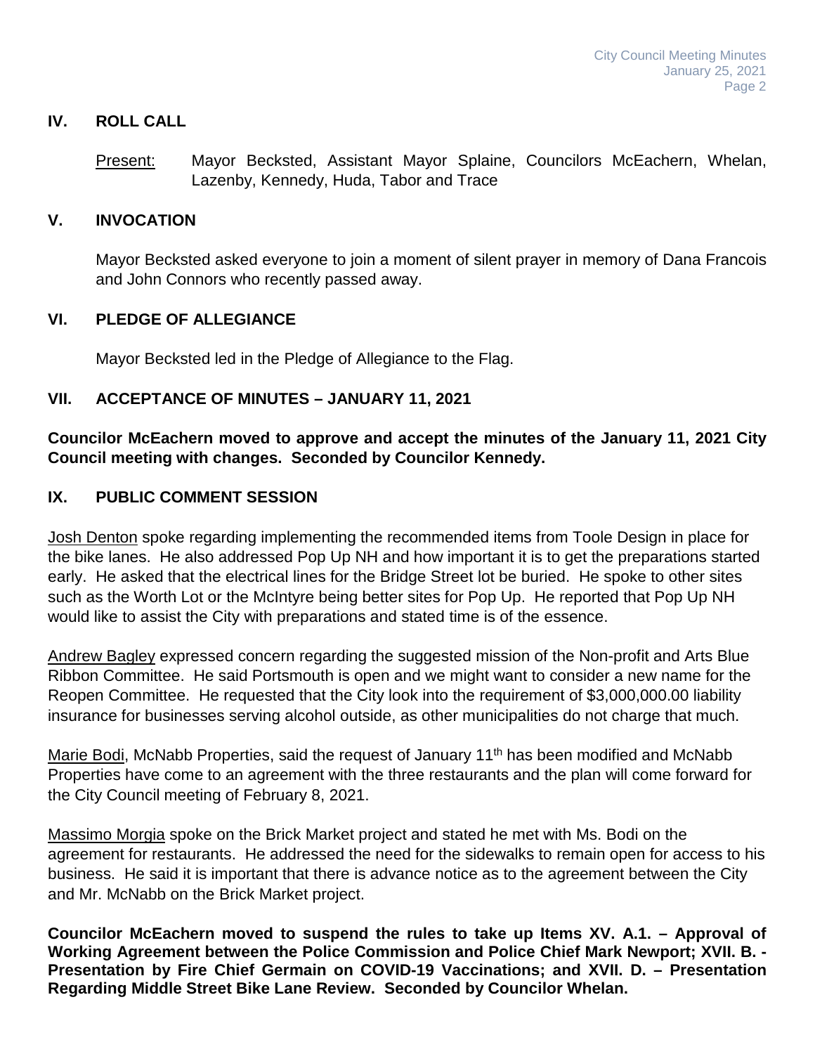## IV. ROLL CALL

Present: Mayor Becksted, Assistant Mayor Splaine, Councilors McEachern, Whelan, Lazenby, Kennedy, Huda, Tabor and Trace

## V. INVOCATION

Mayor Becksted asked everyone to join a moment of silent prayer in memory of Dana Francois and John Connors who recently passed away.

## VI. PLEDGE OF ALLEGIANCE

Mayor Becksted led in the Pledge of Allegiance to the Flag.

## VII. ACCEPTANCE OF MINUTES – JANUARY 11, 2021

**Councilor McEachern moved to approve and accept the minutes of the January 11, 2021 City Council meeting with changes. Seconded by Councilor Kennedy.**

## IX. PUBLIC COMMENT SESSION

Josh Denton spoke regarding implementing the recommended items from Toole Design in place for the bike lanes. He also addressed Pop Up NH and how important it is to get the preparations started early. He asked that the electrical lines for the Bridge Street lot be buried. He spoke to other sites such as the Worth Lot or the McIntyre being better sites for Pop Up. He reported that Pop Up NH would like to assist the City with preparations and stated time is of the essence.

Andrew Bagley expressed concern regarding the suggested mission of the Non-profit and Arts Blue Ribbon Committee. He said Portsmouth is open and we might want to consider a new name for the Reopen Committee. He requested that the City look into the requirement of $3,000,000.00 liability insurance for businesses serving alcohol outside, as other municipalities do not charge that much.

Marie Bodi, McNabb Properties, said the request of January 11th has been modified and McNabb Properties have come to an agreement with the three restaurants and the plan will come forward for the City Council meeting of February 8, 2021.

Massimo Morgia spoke on the Brick Market project and stated he met with Ms. Bodi on the agreement for restaurants. He addressed the need for the sidewalks to remain open for access to his business. He said it is important that there is advance notice as to the agreement between the City and Mr. McNabb on the Brick Market project.

**Councilor McEachern moved to suspend the rules to take up Items XV. A.1. – Approval of Working Agreement between the Police Commission and Police Chief Mark Newport; XVII. B. - Presentation by Fire Chief Germain on COVID-19 Vaccinations; and XVII. D. – Presentation Regarding Middle Street Bike Lane Review. Seconded by Councilor Whelan.**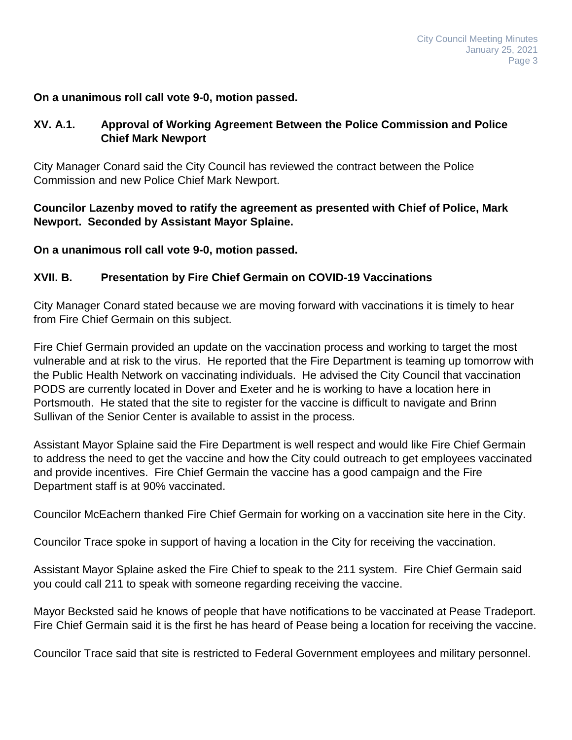**On a unanimous roll call vote 9-0, motion passed.**

### XV. A.1. Approval of Working Agreement Between the Police Commission and Police Chief Mark Newport

City Manager Conard said the City Council has reviewed the contract between the Police Commission and new Police Chief Mark Newport.

**Councilor Lazenby moved to ratify the agreement as presented with Chief of Police, Mark Newport. Seconded by Assistant Mayor Splaine.**

**On a unanimous roll call vote 9-0, motion passed.**

### XVII. B. Presentation by Fire Chief Germain on COVID-19 Vaccinations

City Manager Conard stated because we are moving forward with vaccinations it is timely to hear from Fire Chief Germain on this subject.

Fire Chief Germain provided an update on the vaccination process and working to target the most vulnerable and at risk to the virus. He reported that the Fire Department is teaming up tomorrow with the Public Health Network on vaccinating individuals. He advised the City Council that vaccination PODS are currently located in Dover and Exeter and he is working to have a location here in Portsmouth. He stated that the site to register for the vaccine is difficult to navigate and Brinn Sullivan of the Senior Center is available to assist in the process.

Assistant Mayor Splaine said the Fire Department is well respect and would like Fire Chief Germain to address the need to get the vaccine and how the City could outreach to get employees vaccinated and provide incentives. Fire Chief Germain the vaccine has a good campaign and the Fire Department staff is at 90% vaccinated.

Councilor McEachern thanked Fire Chief Germain for working on a vaccination site here in the City.

Councilor Trace spoke in support of having a location in the City for receiving the vaccination.

Assistant Mayor Splaine asked the Fire Chief to speak to the 211 system. Fire Chief Germain said you could call 211 to speak with someone regarding receiving the vaccine.

Mayor Becksted said he knows of people that have notifications to be vaccinated at Pease Tradeport. Fire Chief Germain said it is the first he has heard of Pease being a location for receiving the vaccine.

Councilor Trace said that site is restricted to Federal Government employees and military personnel.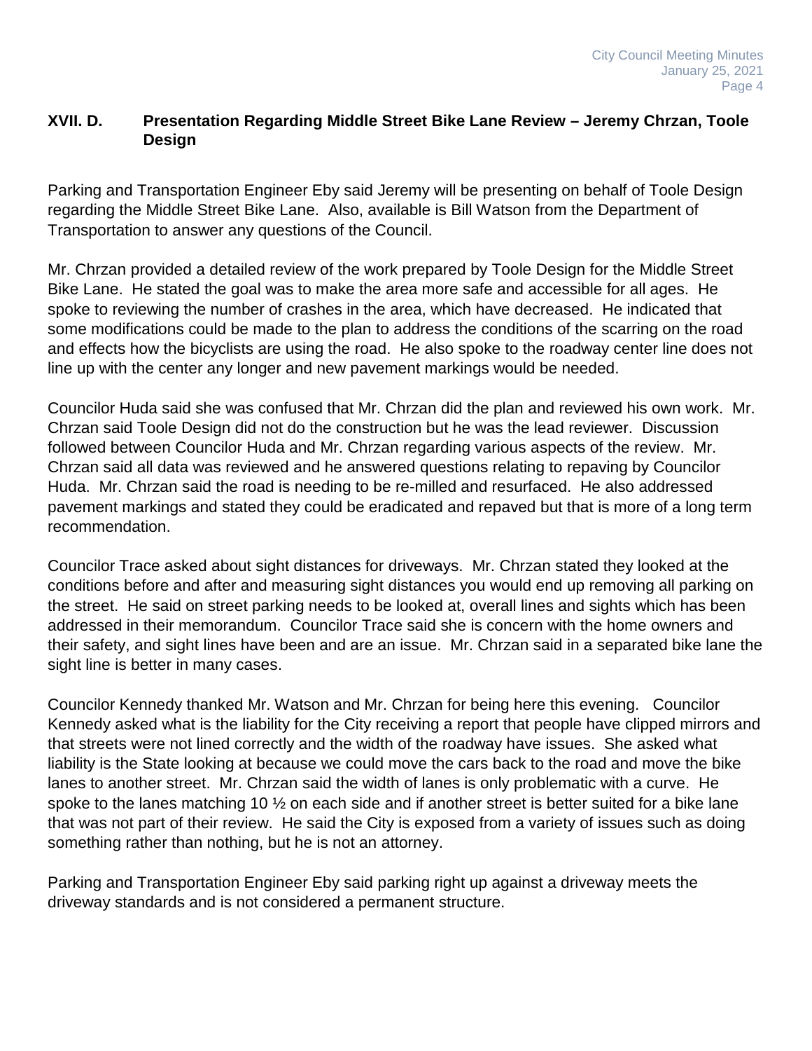## XVII. D. Presentation Regarding Middle Street Bike Lane Review – Jeremy Chrzan, Toole Design

Parking and Transportation Engineer Eby said Jeremy will be presenting on behalf of Toole Design regarding the Middle Street Bike Lane. Also, available is Bill Watson from the Department of Transportation to answer any questions of the Council.

Mr. Chrzan provided a detailed review of the work prepared by Toole Design for the Middle Street Bike Lane. He stated the goal was to make the area more safe and accessible for all ages. He spoke to reviewing the number of crashes in the area, which have decreased. He indicated that some modifications could be made to the plan to address the conditions of the scarring on the road and effects how the bicyclists are using the road. He also spoke to the roadway center line does not line up with the center any longer and new pavement markings would be needed.

Councilor Huda said she was confused that Mr. Chrzan did the plan and reviewed his own work. Mr. Chrzan said Toole Design did not do the construction but he was the lead reviewer. Discussion followed between Councilor Huda and Mr. Chrzan regarding various aspects of the review. Mr. Chrzan said all data was reviewed and he answered questions relating to repaving by Councilor Huda. Mr. Chrzan said the road is needing to be re-milled and resurfaced. He also addressed pavement markings and stated they could be eradicated and repaved but that is more of a long term recommendation.

Councilor Trace asked about sight distances for driveways. Mr. Chrzan stated they looked at the conditions before and after and measuring sight distances you would end up removing all parking on the street. He said on street parking needs to be looked at, overall lines and sights which has been addressed in their memorandum. Councilor Trace said she is concern with the home owners and their safety, and sight lines have been and are an issue. Mr. Chrzan said in a separated bike lane the sight line is better in many cases.

Councilor Kennedy thanked Mr. Watson and Mr. Chrzan for being here this evening. Councilor Kennedy asked what is the liability for the City receiving a report that people have clipped mirrors and that streets were not lined correctly and the width of the roadway have issues. She asked what liability is the State looking at because we could move the cars back to the road and move the bike lanes to another street. Mr. Chrzan said the width of lanes is only problematic with a curve. He spoke to the lanes matching 10 ½ on each side and if another street is better suited for a bike lane that was not part of their review. He said the City is exposed from a variety of issues such as doing something rather than nothing, but he is not an attorney.

Parking and Transportation Engineer Eby said parking right up against a driveway meets the driveway standards and is not considered a permanent structure.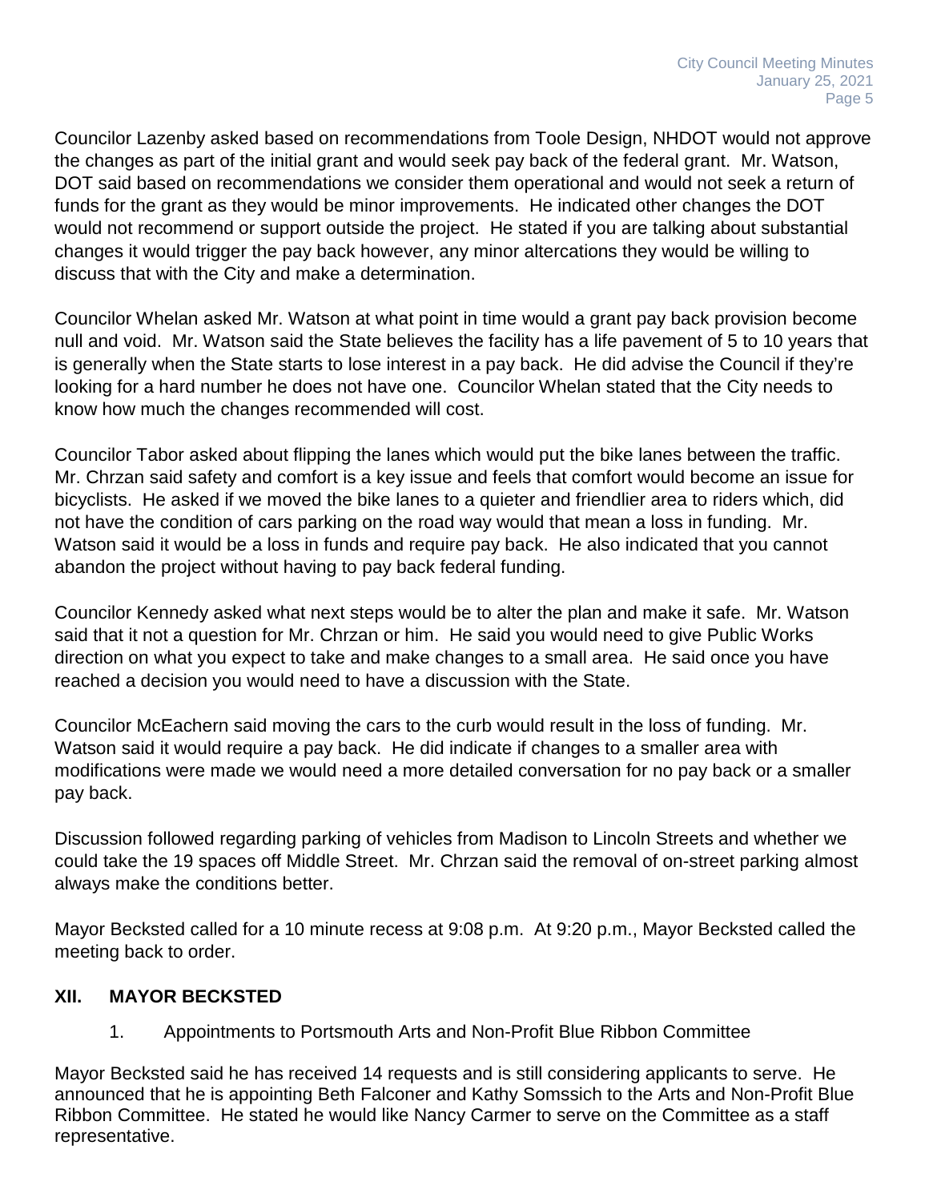Councilor Lazenby asked based on recommendations from Toole Design, NHDOT would not approve the changes as part of the initial grant and would seek pay back of the federal grant. Mr. Watson, DOT said based on recommendations we consider them operational and would not seek a return of funds for the grant as they would be minor improvements. He indicated other changes the DOT would not recommend or support outside the project. He stated if you are talking about substantial changes it would trigger the pay back however, any minor altercations they would be willing to discuss that with the City and make a determination.

Councilor Whelan asked Mr. Watson at what point in time would a grant pay back provision become null and void. Mr. Watson said the State believes the facility has a life pavement of 5 to 10 years that is generally when the State starts to lose interest in a pay back. He did advise the Council if they're looking for a hard number he does not have one. Councilor Whelan stated that the City needs to know how much the changes recommended will cost.

Councilor Tabor asked about flipping the lanes which would put the bike lanes between the traffic. Mr. Chrzan said safety and comfort is a key issue and feels that comfort would become an issue for bicyclists. He asked if we moved the bike lanes to a quieter and friendlier area to riders which, did not have the condition of cars parking on the road way would that mean a loss in funding. Mr. Watson said it would be a loss in funds and require pay back. He also indicated that you cannot abandon the project without having to pay back federal funding.

Councilor Kennedy asked what next steps would be to alter the plan and make it safe. Mr. Watson said that it not a question for Mr. Chrzan or him. He said you would need to give Public Works direction on what you expect to take and make changes to a small area. He said once you have reached a decision you would need to have a discussion with the State.

Councilor McEachern said moving the cars to the curb would result in the loss of funding. Mr. Watson said it would require a pay back. He did indicate if changes to a smaller area with modifications were made we would need a more detailed conversation for no pay back or a smaller pay back.

Discussion followed regarding parking of vehicles from Madison to Lincoln Streets and whether we could take the 19 spaces off Middle Street. Mr. Chrzan said the removal of on-street parking almost always make the conditions better.

Mayor Becksted called for a 10 minute recess at 9:08 p.m. At 9:20 p.m., Mayor Becksted called the meeting back to order.

## XII. MAYOR BECKSTED

1. Appointments to Portsmouth Arts and Non-Profit Blue Ribbon Committee

Mayor Becksted said he has received 14 requests and is still considering applicants to serve. He announced that he is appointing Beth Falconer and Kathy Somssich to the Arts and Non-Profit Blue Ribbon Committee. He stated he would like Nancy Carmer to serve on the Committee as a staff representative.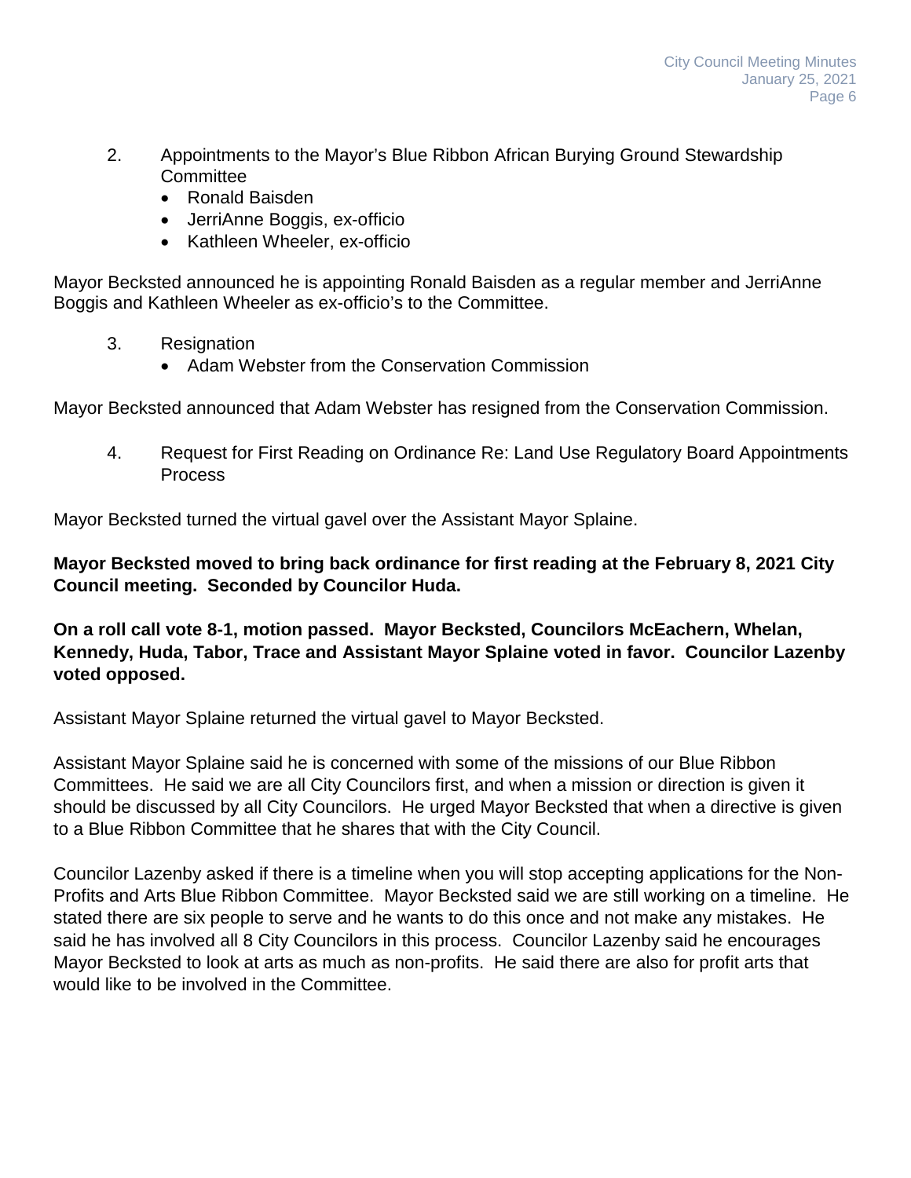2. Appointments to the Mayor's Blue Ribbon African Burying Ground Stewardship Committee
   - Ronald Baisden
   - JerriAnne Boggis, ex-officio
   - Kathleen Wheeler, ex-officio

Mayor Becksted announced he is appointing Ronald Baisden as a regular member and JerriAnne Boggis and Kathleen Wheeler as ex-officio's to the Committee.

3. Resignation
   - Adam Webster from the Conservation Commission

Mayor Becksted announced that Adam Webster has resigned from the Conservation Commission.

4. Request for First Reading on Ordinance Re: Land Use Regulatory Board Appointments Process

Mayor Becksted turned the virtual gavel over the Assistant Mayor Splaine.

**Mayor Becksted moved to bring back ordinance for first reading at the February 8, 2021 City Council meeting. Seconded by Councilor Huda.**

**On a roll call vote 8-1, motion passed. Mayor Becksted, Councilors McEachern, Whelan, Kennedy, Huda, Tabor, Trace and Assistant Mayor Splaine voted in favor. Councilor Lazenby voted opposed.**

Assistant Mayor Splaine returned the virtual gavel to Mayor Becksted.

Assistant Mayor Splaine said he is concerned with some of the missions of our Blue Ribbon Committees. He said we are all City Councilors first, and when a mission or direction is given it should be discussed by all City Councilors. He urged Mayor Becksted that when a directive is given to a Blue Ribbon Committee that he shares that with the City Council.

Councilor Lazenby asked if there is a timeline when you will stop accepting applications for the Non-Profits and Arts Blue Ribbon Committee. Mayor Becksted said we are still working on a timeline. He stated there are six people to serve and he wants to do this once and not make any mistakes. He said he has involved all 8 City Councilors in this process. Councilor Lazenby said he encourages Mayor Becksted to look at arts as much as non-profits. He said there are also for profit arts that would like to be involved in the Committee.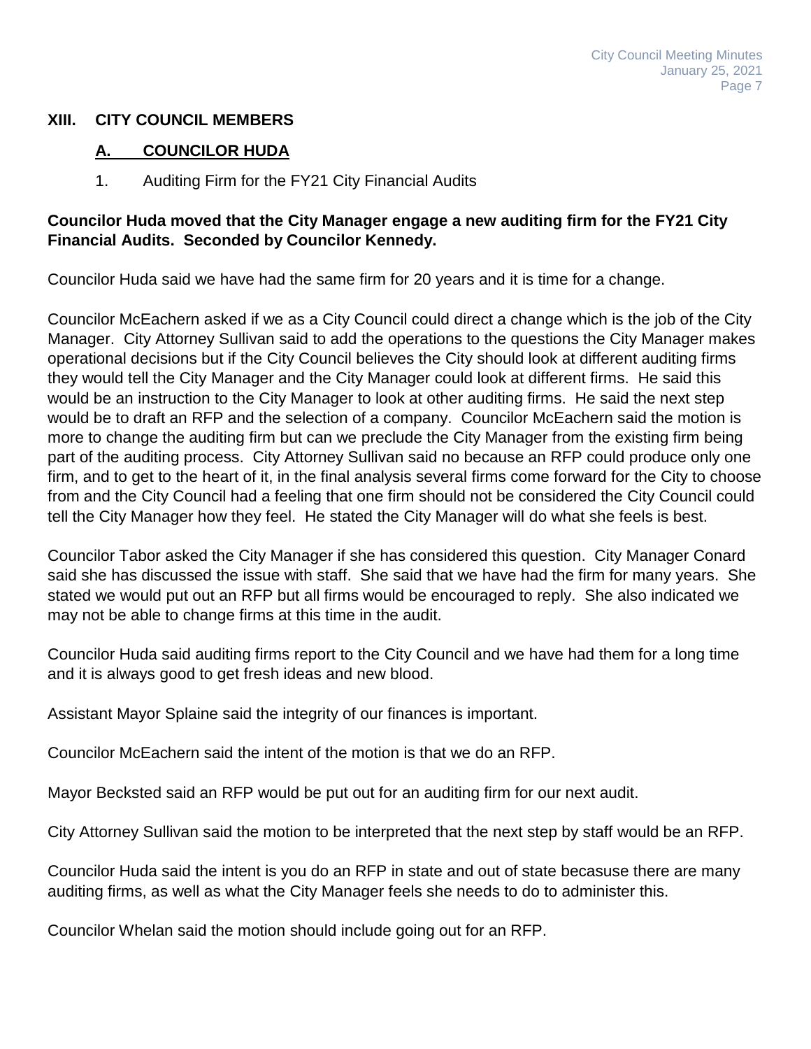## XIII. CITY COUNCIL MEMBERS

### A. COUNCILOR HUDA

1. Auditing Firm for the FY21 City Financial Audits

**Councilor Huda moved that the City Manager engage a new auditing firm for the FY21 City Financial Audits. Seconded by Councilor Kennedy.**

Councilor Huda said we have had the same firm for 20 years and it is time for a change.

Councilor McEachern asked if we as a City Council could direct a change which is the job of the City Manager. City Attorney Sullivan said to add the operations to the questions the City Manager makes operational decisions but if the City Council believes the City should look at different auditing firms they would tell the City Manager and the City Manager could look at different firms. He said this would be an instruction to the City Manager to look at other auditing firms. He said the next step would be to draft an RFP and the selection of a company. Councilor McEachern said the motion is more to change the auditing firm but can we preclude the City Manager from the existing firm being part of the auditing process. City Attorney Sullivan said no because an RFP could produce only one firm, and to get to the heart of it, in the final analysis several firms come forward for the City to choose from and the City Council had a feeling that one firm should not be considered the City Council could tell the City Manager how they feel. He stated the City Manager will do what she feels is best.

Councilor Tabor asked the City Manager if she has considered this question. City Manager Conard said she has discussed the issue with staff. She said that we have had the firm for many years. She stated we would put out an RFP but all firms would be encouraged to reply. She also indicated we may not be able to change firms at this time in the audit.

Councilor Huda said auditing firms report to the City Council and we have had them for a long time and it is always good to get fresh ideas and new blood.

Assistant Mayor Splaine said the integrity of our finances is important.

Councilor McEachern said the intent of the motion is that we do an RFP.

Mayor Becksted said an RFP would be put out for an auditing firm for our next audit.

City Attorney Sullivan said the motion to be interpreted that the next step by staff would be an RFP.

Councilor Huda said the intent is you do an RFP in state and out of state becasuse there are many auditing firms, as well as what the City Manager feels she needs to do to administer this.

Councilor Whelan said the motion should include going out for an RFP.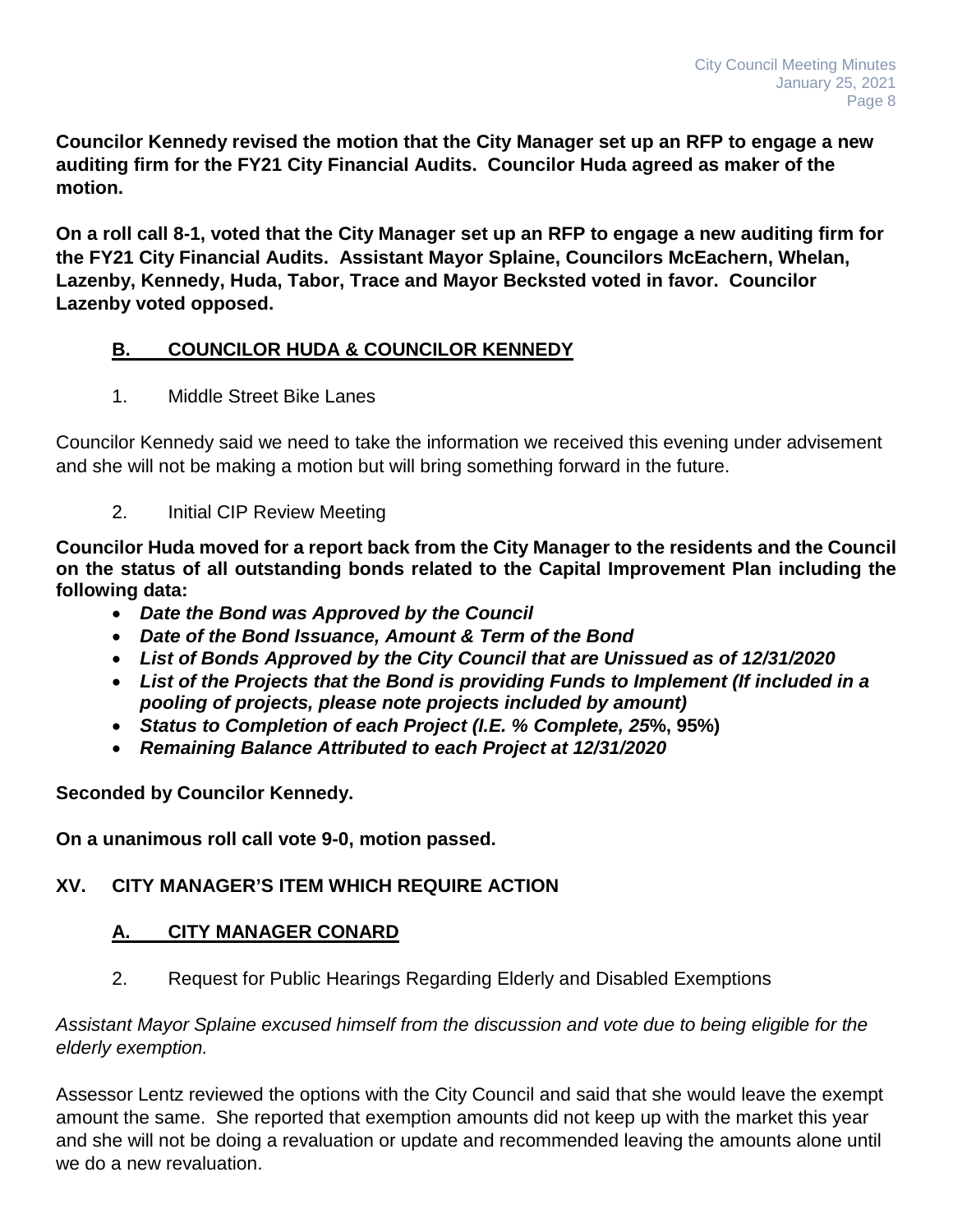**Councilor Kennedy revised the motion that the City Manager set up an RFP to engage a new auditing firm for the FY21 City Financial Audits. Councilor Huda agreed as maker of the motion.**

**On a roll call 8-1, voted that the City Manager set up an RFP to engage a new auditing firm for the FY21 City Financial Audits. Assistant Mayor Splaine, Councilors McEachern, Whelan, Lazenby, Kennedy, Huda, Tabor, Trace and Mayor Becksted voted in favor. Councilor Lazenby voted opposed.**

### B. COUNCILOR HUDA & COUNCILOR KENNEDY

1. Middle Street Bike Lanes

Councilor Kennedy said we need to take the information we received this evening under advisement and she will not be making a motion but will bring something forward in the future.

2. Initial CIP Review Meeting

**Councilor Huda moved for a report back from the City Manager to the residents and the Council on the status of all outstanding bonds related to the Capital Improvement Plan including the following data:**

- ***Date the Bond was Approved by the Council***
- ***Date of the Bond Issuance, Amount & Term of the Bond***
- ***List of Bonds Approved by the City Council that are Unissued as of 12/31/2020***
- ***List of the Projects that the Bond is providing Funds to Implement (If included in a pooling of projects, please note projects included by amount)***
- ***Status to Completion of each Project (I.E. % Complete, 25*%, 95%)**
- ***Remaining Balance Attributed to each Project at 12/31/2020***

**Seconded by Councilor Kennedy.**

**On a unanimous roll call vote 9-0, motion passed.**

## XV. CITY MANAGER'S ITEM WHICH REQUIRE ACTION

### A. CITY MANAGER CONARD

2. Request for Public Hearings Regarding Elderly and Disabled Exemptions

*Assistant Mayor Splaine excused himself from the discussion and vote due to being eligible for the elderly exemption.*

Assessor Lentz reviewed the options with the City Council and said that she would leave the exempt amount the same. She reported that exemption amounts did not keep up with the market this year and she will not be doing a revaluation or update and recommended leaving the amounts alone until we do a new revaluation.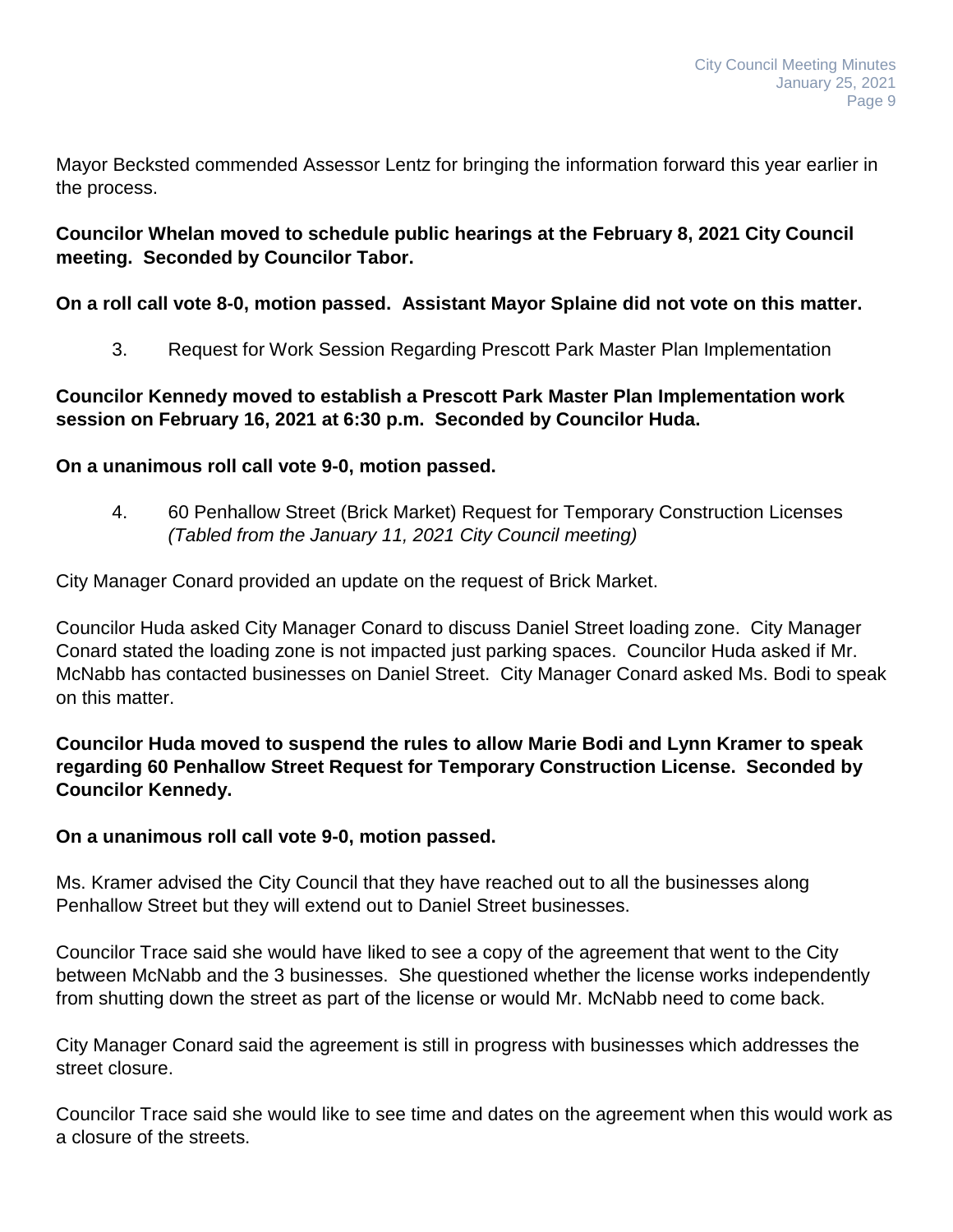Mayor Becksted commended Assessor Lentz for bringing the information forward this year earlier in the process.

**Councilor Whelan moved to schedule public hearings at the February 8, 2021 City Council meeting. Seconded by Councilor Tabor.**

**On a roll call vote 8-0, motion passed. Assistant Mayor Splaine did not vote on this matter.**

3. Request for Work Session Regarding Prescott Park Master Plan Implementation

**Councilor Kennedy moved to establish a Prescott Park Master Plan Implementation work session on February 16, 2021 at 6:30 p.m. Seconded by Councilor Huda.**

**On a unanimous roll call vote 9-0, motion passed.**

4. 60 Penhallow Street (Brick Market) Request for Temporary Construction Licenses *(Tabled from the January 11, 2021 City Council meeting)*

City Manager Conard provided an update on the request of Brick Market.

Councilor Huda asked City Manager Conard to discuss Daniel Street loading zone. City Manager Conard stated the loading zone is not impacted just parking spaces. Councilor Huda asked if Mr. McNabb has contacted businesses on Daniel Street. City Manager Conard asked Ms. Bodi to speak on this matter.

**Councilor Huda moved to suspend the rules to allow Marie Bodi and Lynn Kramer to speak regarding 60 Penhallow Street Request for Temporary Construction License. Seconded by Councilor Kennedy.**

**On a unanimous roll call vote 9-0, motion passed.**

Ms. Kramer advised the City Council that they have reached out to all the businesses along Penhallow Street but they will extend out to Daniel Street businesses.

Councilor Trace said she would have liked to see a copy of the agreement that went to the City between McNabb and the 3 businesses. She questioned whether the license works independently from shutting down the street as part of the license or would Mr. McNabb need to come back.

City Manager Conard said the agreement is still in progress with businesses which addresses the street closure.

Councilor Trace said she would like to see time and dates on the agreement when this would work as a closure of the streets.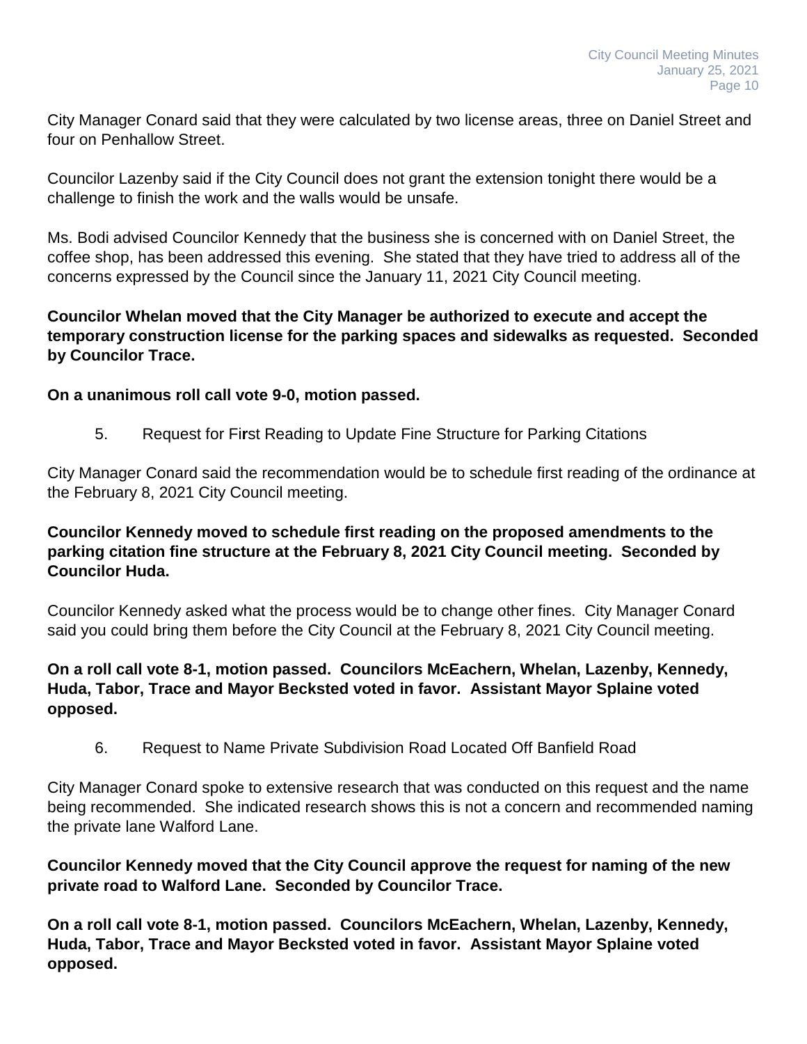City Manager Conard said that they were calculated by two license areas, three on Daniel Street and four on Penhallow Street.

Councilor Lazenby said if the City Council does not grant the extension tonight there would be a challenge to finish the work and the walls would be unsafe.

Ms. Bodi advised Councilor Kennedy that the business she is concerned with on Daniel Street, the coffee shop, has been addressed this evening. She stated that they have tried to address all of the concerns expressed by the Council since the January 11, 2021 City Council meeting.

**Councilor Whelan moved that the City Manager be authorized to execute and accept the temporary construction license for the parking spaces and sidewalks as requested. Seconded by Councilor Trace.**

**On a unanimous roll call vote 9-0, motion passed.**

5. Request for First Reading to Update Fine Structure for Parking Citations

City Manager Conard said the recommendation would be to schedule first reading of the ordinance at the February 8, 2021 City Council meeting.

**Councilor Kennedy moved to schedule first reading on the proposed amendments to the parking citation fine structure at the February 8, 2021 City Council meeting. Seconded by Councilor Huda.**

Councilor Kennedy asked what the process would be to change other fines. City Manager Conard said you could bring them before the City Council at the February 8, 2021 City Council meeting.

**On a roll call vote 8-1, motion passed. Councilors McEachern, Whelan, Lazenby, Kennedy, Huda, Tabor, Trace and Mayor Becksted voted in favor. Assistant Mayor Splaine voted opposed.**

6. Request to Name Private Subdivision Road Located Off Banfield Road

City Manager Conard spoke to extensive research that was conducted on this request and the name being recommended. She indicated research shows this is not a concern and recommended naming the private lane Walford Lane.

**Councilor Kennedy moved that the City Council approve the request for naming of the new private road to Walford Lane. Seconded by Councilor Trace.**

**On a roll call vote 8-1, motion passed. Councilors McEachern, Whelan, Lazenby, Kennedy, Huda, Tabor, Trace and Mayor Becksted voted in favor. Assistant Mayor Splaine voted opposed.**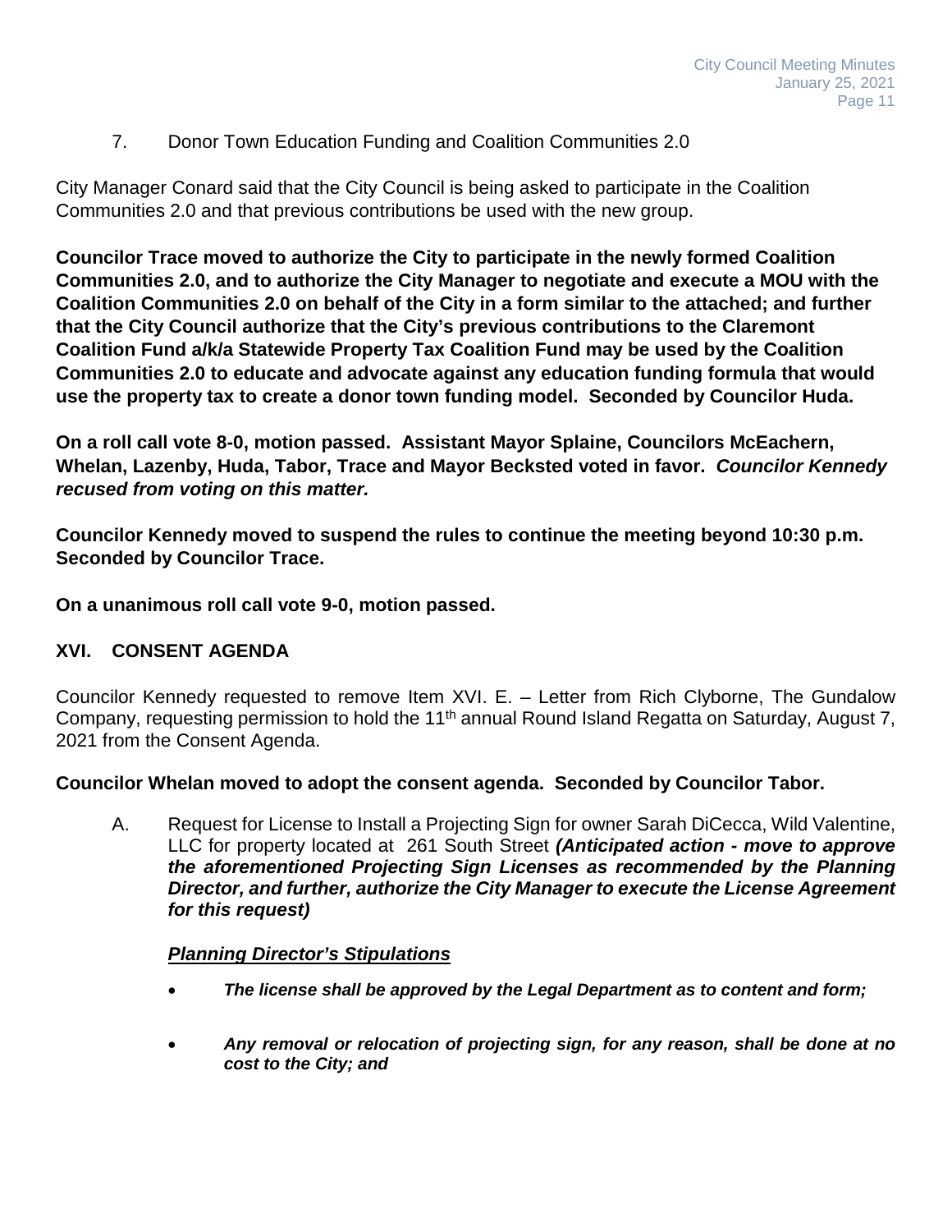7. Donor Town Education Funding and Coalition Communities 2.0

City Manager Conard said that the City Council is being asked to participate in the Coalition Communities 2.0 and that previous contributions be used with the new group.

**Councilor Trace moved to authorize the City to participate in the newly formed Coalition Communities 2.0, and to authorize the City Manager to negotiate and execute a MOU with the Coalition Communities 2.0 on behalf of the City in a form similar to the attached; and further that the City Council authorize that the City's previous contributions to the Claremont Coalition Fund a/k/a Statewide Property Tax Coalition Fund may be used by the Coalition Communities 2.0 to educate and advocate against any education funding formula that would use the property tax to create a donor town funding model. Seconded by Councilor Huda.**

**On a roll call vote 8-0, motion passed. Assistant Mayor Splaine, Councilors McEachern, Whelan, Lazenby, Huda, Tabor, Trace and Mayor Becksted voted in favor.** ***Councilor Kennedy recused from voting on this matter.***

**Councilor Kennedy moved to suspend the rules to continue the meeting beyond 10:30 p.m. Seconded by Councilor Trace.**

**On a unanimous roll call vote 9-0, motion passed.**

## XVI. CONSENT AGENDA

Councilor Kennedy requested to remove Item XVI. E. – Letter from Rich Clyborne, The Gundalow Company, requesting permission to hold the 11th annual Round Island Regatta on Saturday, August 7, 2021 from the Consent Agenda.

**Councilor Whelan moved to adopt the consent agenda. Seconded by Councilor Tabor.**

A. Request for License to Install a Projecting Sign for owner Sarah DiCecca, Wild Valentine, LLC for property located at 261 South Street ***(Anticipated action - move to approve the aforementioned Projecting Sign Licenses as recommended by the Planning Director, and further, authorize the City Manager to execute the License Agreement for this request)***

***<u>Planning Director's Stipulations</u>***

- ***The license shall be approved by the Legal Department as to content and form;***
- ***Any removal or relocation of projecting sign, for any reason, shall be done at no cost to the City; and***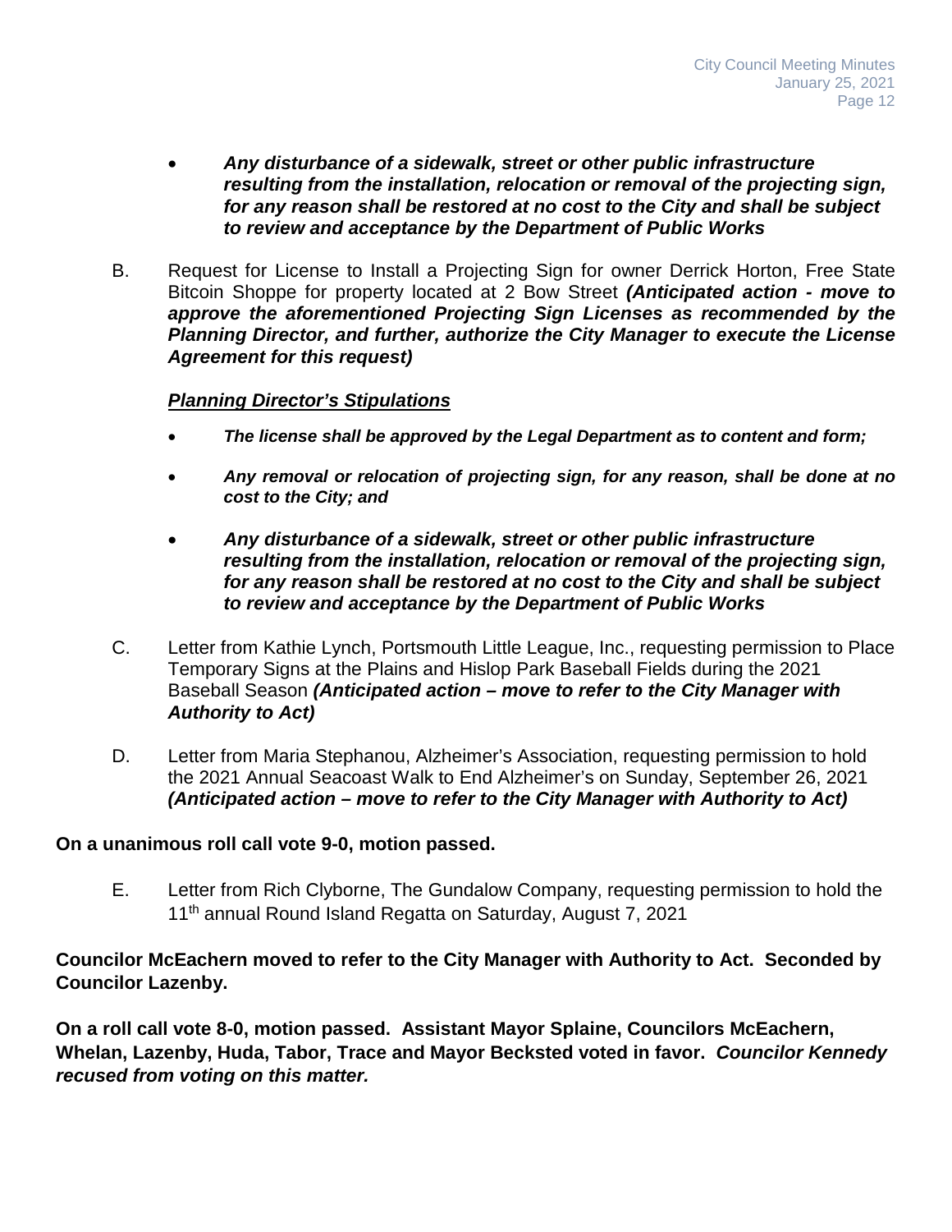- ***Any disturbance of a sidewalk, street or other public infrastructure resulting from the installation, relocation or removal of the projecting sign, for any reason shall be restored at no cost to the City and shall be subject to review and acceptance by the Department of Public Works***

B. Request for License to Install a Projecting Sign for owner Derrick Horton, Free State Bitcoin Shoppe for property located at 2 Bow Street ***(Anticipated action - move to approve the aforementioned Projecting Sign Licenses as recommended by the Planning Director, and further, authorize the City Manager to execute the License Agreement for this request)***

***<u>Planning Director's Stipulations</u>***

- ***The license shall be approved by the Legal Department as to content and form;***
- ***Any removal or relocation of projecting sign, for any reason, shall be done at no cost to the City; and***
- ***Any disturbance of a sidewalk, street or other public infrastructure resulting from the installation, relocation or removal of the projecting sign, for any reason shall be restored at no cost to the City and shall be subject to review and acceptance by the Department of Public Works***

C. Letter from Kathie Lynch, Portsmouth Little League, Inc., requesting permission to Place Temporary Signs at the Plains and Hislop Park Baseball Fields during the 2021 Baseball Season ***(Anticipated action – move to refer to the City Manager with Authority to Act)***

D. Letter from Maria Stephanou, Alzheimer's Association, requesting permission to hold the 2021 Annual Seacoast Walk to End Alzheimer's on Sunday, September 26, 2021 ***(Anticipated action – move to refer to the City Manager with Authority to Act)***

**On a unanimous roll call vote 9-0, motion passed.**

E. Letter from Rich Clyborne, The Gundalow Company, requesting permission to hold the 11th annual Round Island Regatta on Saturday, August 7, 2021

**Councilor McEachern moved to refer to the City Manager with Authority to Act. Seconded by Councilor Lazenby.**

**On a roll call vote 8-0, motion passed. Assistant Mayor Splaine, Councilors McEachern, Whelan, Lazenby, Huda, Tabor, Trace and Mayor Becksted voted in favor. *Councilor Kennedy recused from voting on this matter.***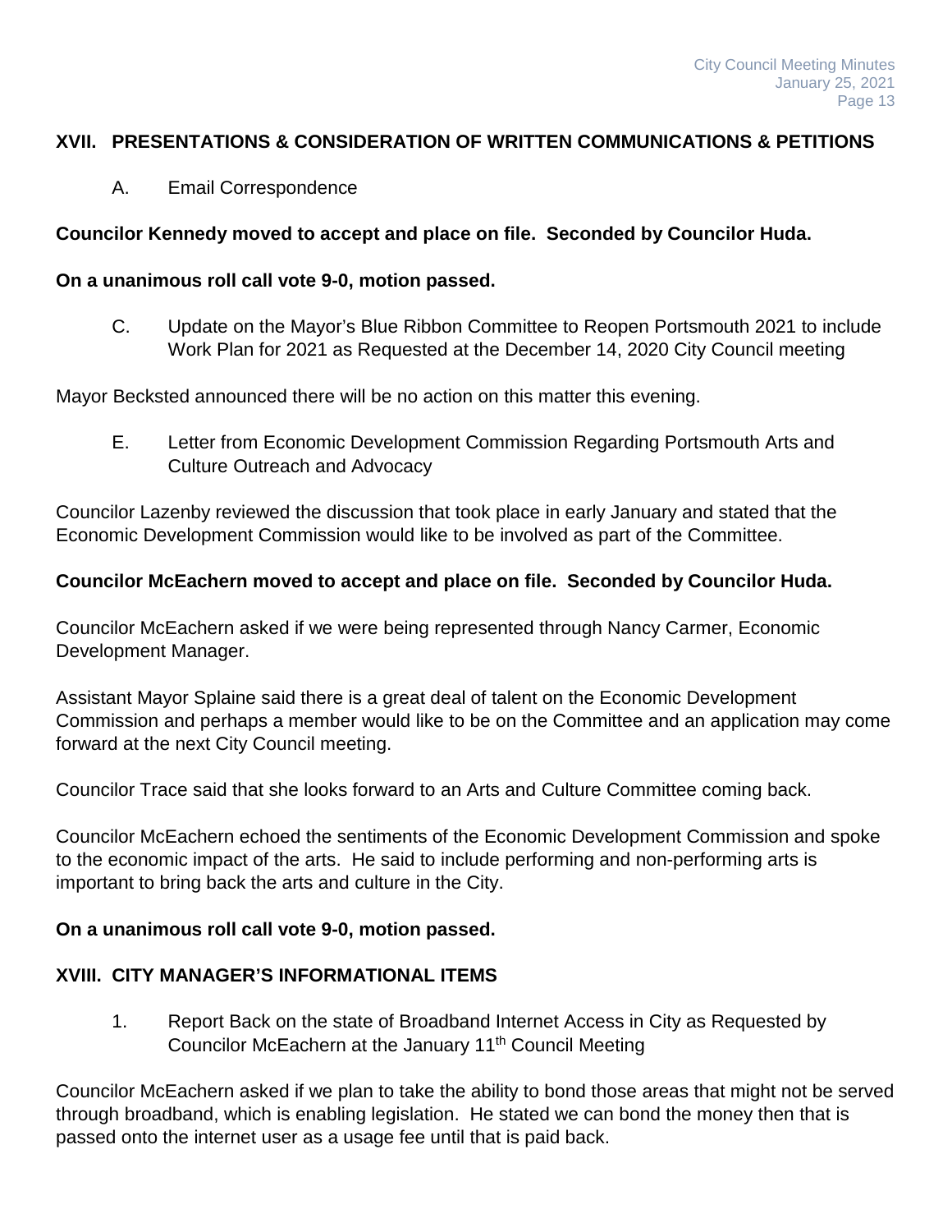## XVII. PRESENTATIONS & CONSIDERATION OF WRITTEN COMMUNICATIONS & PETITIONS

A. Email Correspondence

**Councilor Kennedy moved to accept and place on file. Seconded by Councilor Huda.**

**On a unanimous roll call vote 9-0, motion passed.**

C. Update on the Mayor's Blue Ribbon Committee to Reopen Portsmouth 2021 to include Work Plan for 2021 as Requested at the December 14, 2020 City Council meeting

Mayor Becksted announced there will be no action on this matter this evening.

E. Letter from Economic Development Commission Regarding Portsmouth Arts and Culture Outreach and Advocacy

Councilor Lazenby reviewed the discussion that took place in early January and stated that the Economic Development Commission would like to be involved as part of the Committee.

**Councilor McEachern moved to accept and place on file. Seconded by Councilor Huda.**

Councilor McEachern asked if we were being represented through Nancy Carmer, Economic Development Manager.

Assistant Mayor Splaine said there is a great deal of talent on the Economic Development Commission and perhaps a member would like to be on the Committee and an application may come forward at the next City Council meeting.

Councilor Trace said that she looks forward to an Arts and Culture Committee coming back.

Councilor McEachern echoed the sentiments of the Economic Development Commission and spoke to the economic impact of the arts. He said to include performing and non-performing arts is important to bring back the arts and culture in the City.

**On a unanimous roll call vote 9-0, motion passed.**

## XVIII. CITY MANAGER'S INFORMATIONAL ITEMS

1. Report Back on the state of Broadband Internet Access in City as Requested by Councilor McEachern at the January 11th Council Meeting

Councilor McEachern asked if we plan to take the ability to bond those areas that might not be served through broadband, which is enabling legislation. He stated we can bond the money then that is passed onto the internet user as a usage fee until that is paid back.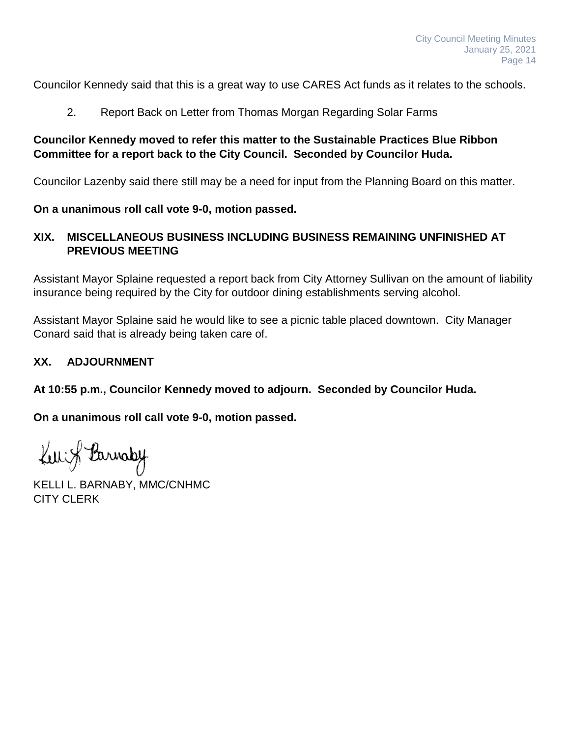Councilor Kennedy said that this is a great way to use CARES Act funds as it relates to the schools.

2. Report Back on Letter from Thomas Morgan Regarding Solar Farms

**Councilor Kennedy moved to refer this matter to the Sustainable Practices Blue Ribbon Committee for a report back to the City Council. Seconded by Councilor Huda.**

Councilor Lazenby said there still may be a need for input from the Planning Board on this matter.

**On a unanimous roll call vote 9-0, motion passed.**

## XIX. MISCELLANEOUS BUSINESS INCLUDING BUSINESS REMAINING UNFINISHED AT PREVIOUS MEETING

Assistant Mayor Splaine requested a report back from City Attorney Sullivan on the amount of liability insurance being required by the City for outdoor dining establishments serving alcohol.

Assistant Mayor Splaine said he would like to see a picnic table placed downtown. City Manager Conard said that is already being taken care of.

## XX. ADJOURNMENT

**At 10:55 p.m., Councilor Kennedy moved to adjourn. Seconded by Councilor Huda.**

**On a unanimous roll call vote 9-0, motion passed.**

Kelli L. Barnaby

KELLI L. BARNABY, MMC/CNHMC
CITY CLERK